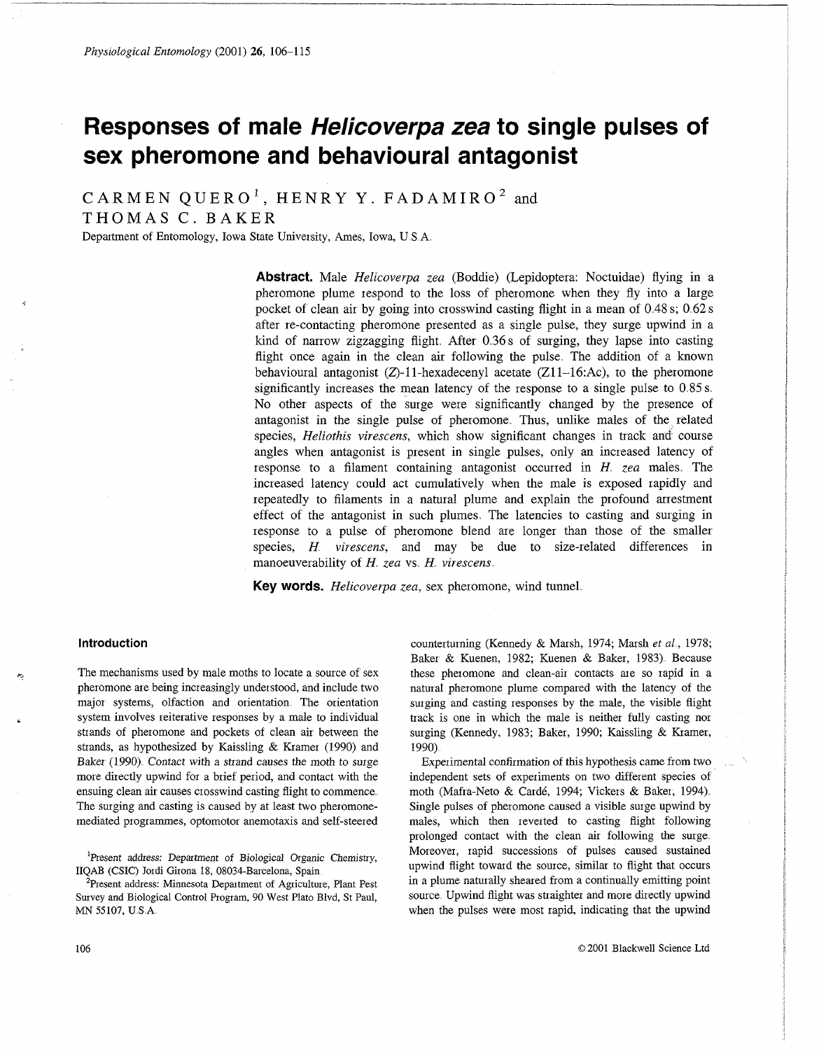# Responses of male *Helicoverpa zea* to single pulses of sex pheromone and behavioural antagonist

CARMEN QUERO[1], HENRY Y. FADAMIRO[2] and THOMAS C. BAKER

Department of Entomology, Iowa State University, Ames, Iowa, U.S.A.

**Abstract.** Male *Helicoverpa zea* (Boddie) (Lepidoptera: Noctuidae) flying in a pheromone plume respond to the loss of pheromone when they fly into a large pocket of clean air by going into crosswind casting flight in a mean of 0.48 s; 0.62 s after re-contacting pheromone presented as a single pulse, they surge upwind in a kind of narrow zigzagging flight. After 0.36 s of surging, they lapse into casting flight once again in the clean air following the pulse. The addition of a known behavioural antagonist (Z)-11-hexadecenyl acetate (Z11–16:Ac), to the pheromone significantly increases the mean latency of the response to a single pulse to 0.85 s. No other aspects of the surge were significantly changed by the presence of antagonist in the single pulse of pheromone. Thus, unlike males of the related species, *Heliothis virescens*, which show significant changes in track and course angles when antagonist is present in single pulses, only an increased latency of response to a filament containing antagonist occurred in *H. zea* males. The increased latency could act cumulatively when the male is exposed rapidly and repeatedly to filaments in a natural plume and explain the profound arrestment effect of the antagonist in such plumes. The latencies to casting and surging in response to a pulse of pheromone blend are longer than those of the smaller species, *H. virescens*, and may be due to size-related differences in manoeuverability of *H. zea* vs. *H. virescens*.

**Key words.** *Helicoverpa zea*, sex pheromone, wind tunnel.

## Introduction

The mechanisms used by male moths to locate a source of sex pheromone are being increasingly understood, and include two major systems, olfaction and orientation. The orientation system involves reiterative responses by a male to individual strands of pheromone and pockets of clean air between the strands, as hypothesized by Kaissling & Kramer (1990) and Baker (1990). Contact with a strand causes the moth to surge more directly upwind for a brief period, and contact with the ensuing clean air causes crosswind casting flight to commence. The surging and casting is caused by at least two pheromone-mediated programmes, optomotor anemotaxis and self-steered counterturning (Kennedy & Marsh, 1974; Marsh *et al.*, 1978; Baker & Kuenen, 1982; Kuenen & Baker, 1983). Because these pheromone and clean-air contacts are so rapid in a natural pheromone plume compared with the latency of the surging and casting responses by the male, the visible flight track is one in which the male is neither fully casting nor surging (Kennedy, 1983; Baker, 1990; Kaissling & Kramer, 1990).

Experimental confirmation of this hypothesis came from two independent sets of experiments on two different species of moth (Mafra-Neto & Cardé, 1994; Vickers & Baker, 1994). Single pulses of pheromone caused a visible surge upwind by males, which then reverted to casting flight following prolonged contact with the clean air following the surge. Moreover, rapid successions of pulses caused sustained upwind flight toward the source, similar to flight that occurs in a plume naturally sheared from a continually emitting point source. Upwind flight was straighter and more directly upwind when the pulses were most rapid, indicating that the upwind

[1]Present address: Department of Biological Organic Chemistry, IIQAB (CSIC) Jordi Girona 18, 08034-Barcelona, Spain.

[2]Present address: Minnesota Department of Agriculture, Plant Pest Survey and Biological Control Program, 90 West Plato Blvd, St Paul, MN 55107, U.S.A.

© 2001 Blackwell Science Ltd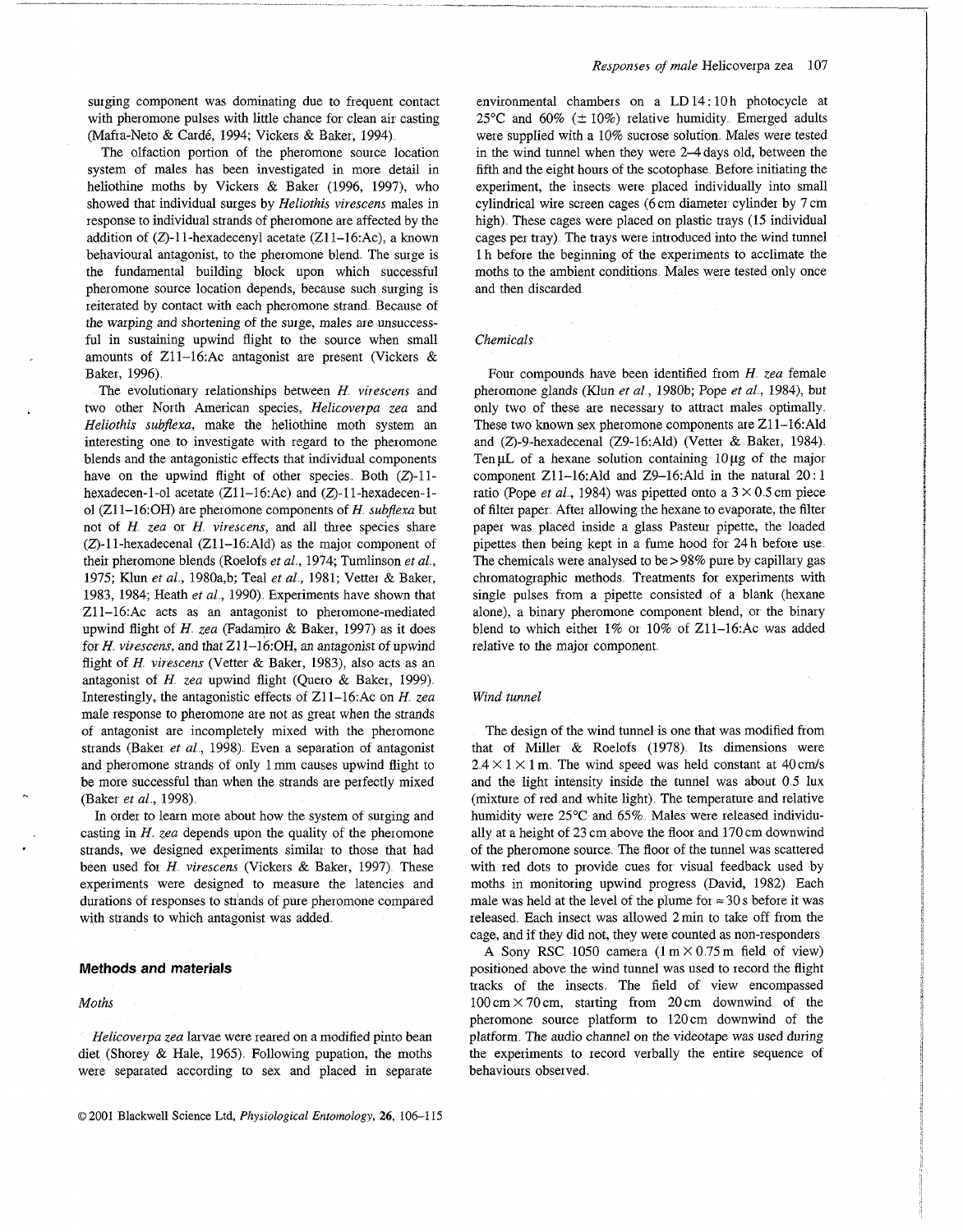surging component was dominating due to frequent contact with pheromone pulses with little chance for clean air casting (Mafra-Neto & Cardé, 1994; Vickers & Baker, 1994).

The olfaction portion of the pheromone source location system of males has been investigated in more detail in heliothine moths by Vickers & Baker (1996, 1997), who showed that individual surges by *Heliothis virescens* males in response to individual strands of pheromone are affected by the addition of (*Z*)-11-hexadecenyl acetate (Z11–16:Ac), a known behavioural antagonist, to the pheromone blend. The surge is the fundamental building block upon which successful pheromone source location depends, because such surging is reiterated by contact with each pheromone strand. Because of the warping and shortening of the surge, males are unsuccessful in sustaining upwind flight to the source when small amounts of Z11–16:Ac antagonist are present (Vickers & Baker, 1996).

The evolutionary relationships between *H. virescens* and two other North American species, *Helicoverpa zea* and *Heliothis subflexa*, make the heliothine moth system an interesting one to investigate with regard to the pheromone blends and the antagonistic effects that individual components have on the upwind flight of other species. Both (*Z*)-11-hexadecen-1-ol acetate (Z11–16:Ac) and (*Z*)-11-hexadecen-1-ol (Z11–16:OH) are pheromone components of *H. subflexa* but not of *H. zea* or *H. virescens*, and all three species share (*Z*)-11-hexadecenal (Z11–16:Ald) as the major component of their pheromone blends (Roelofs *et al.*, 1974; Tumlinson *et al.*, 1975; Klun *et al.*, 1980a,b; Teal *et al.*, 1981; Vetter & Baker, 1983, 1984; Heath *et al.*, 1990). Experiments have shown that Z11–16:Ac acts as an antagonist to pheromone-mediated upwind flight of *H. zea* (Fadamiro & Baker, 1997) as it does for *H. virescens*, and that Z11–16:OH, an antagonist of upwind flight of *H. virescens* (Vetter & Baker, 1983), also acts as an antagonist of *H. zea* upwind flight (Quero & Baker, 1999). Interestingly, the antagonistic effects of Z11–16:Ac on *H. zea* male response to pheromone are not as great when the strands of antagonist are incompletely mixed with the pheromone strands (Baker *et al.*, 1998). Even a separation of antagonist and pheromone strands of only 1 mm causes upwind flight to be more successful than when the strands are perfectly mixed (Baker *et al.*, 1998).

In order to learn more about how the system of surging and casting in *H. zea* depends upon the quality of the pheromone strands, we designed experiments similar to those that had been used for *H. virescens* (Vickers & Baker, 1997). These experiments were designed to measure the latencies and durations of responses to strands of pure pheromone compared with strands to which antagonist was added.

## Methods and materials

### *Moths*

*Helicoverpa zea* larvae were reared on a modified pinto bean diet (Shorey & Hale, 1965). Following pupation, the moths were separated according to sex and placed in separate environmental chambers on a LD 14 : 10 h photocycle at 25°C and 60% (± 10%) relative humidity. Emerged adults were supplied with a 10% sucrose solution. Males were tested in the wind tunnel when they were 2–4 days old, between the fifth and the eight hours of the scotophase. Before initiating the experiment, the insects were placed individually into small cylindrical wire screen cages (6 cm diameter cylinder by 7 cm high). These cages were placed on plastic trays (15 individual cages per tray). The trays were introduced into the wind tunnel 1 h before the beginning of the experiments to acclimate the moths to the ambient conditions. Males were tested only once and then discarded.

### *Chemicals*

Four compounds have been identified from *H. zea* female pheromone glands (Klun *et al.*, 1980b; Pope *et al.*, 1984), but only two of these are necessary to attract males optimally. These two known sex pheromone components are Z11–16:Ald and (*Z*)-9-hexadecenal (Z9-16:Ald) (Vetter & Baker, 1984). Ten μL of a hexane solution containing 10 μg of the major component Z11–16:Ald and Z9–16:Ald in the natural 20 : 1 ratio (Pope *et al.*, 1984) was pipetted onto a 3 × 0.5 cm piece of filter paper. After allowing the hexane to evaporate, the filter paper was placed inside a glass Pasteur pipette, the loaded pipettes then being kept in a fume hood for 24 h before use. The chemicals were analysed to be > 98% pure by capillary gas chromatographic methods. Treatments for experiments with single pulses from a pipette consisted of a blank (hexane alone), a binary pheromone component blend, or the binary blend to which either 1% or 10% of Z11–16:Ac was added relative to the major component.

### *Wind tunnel*

The design of the wind tunnel is one that was modified from that of Miller & Roelofs (1978). Its dimensions were 2.4 × 1 × 1 m. The wind speed was held constant at 40 cm/s and the light intensity inside the tunnel was about 0.5 lux (mixture of red and white light). The temperature and relative humidity were 25°C and 65%. Males were released individually at a height of 23 cm above the floor and 170 cm downwind of the pheromone source. The floor of the tunnel was scattered with red dots to provide cues for visual feedback used by moths in monitoring upwind progress (David, 1982). Each male was held at the level of the plume for ≈ 30 s before it was released. Each insect was allowed 2 min to take off from the cage, and if they did not, they were counted as non-responders.

A Sony RSC 1050 camera (1 m × 0.75 m field of view) positioned above the wind tunnel was used to record the flight tracks of the insects. The field of view encompassed 100 cm × 70 cm, starting from 20 cm downwind of the pheromone source platform to 120 cm downwind of the platform. The audio channel on the videotape was used during the experiments to record verbally the entire sequence of behaviours observed.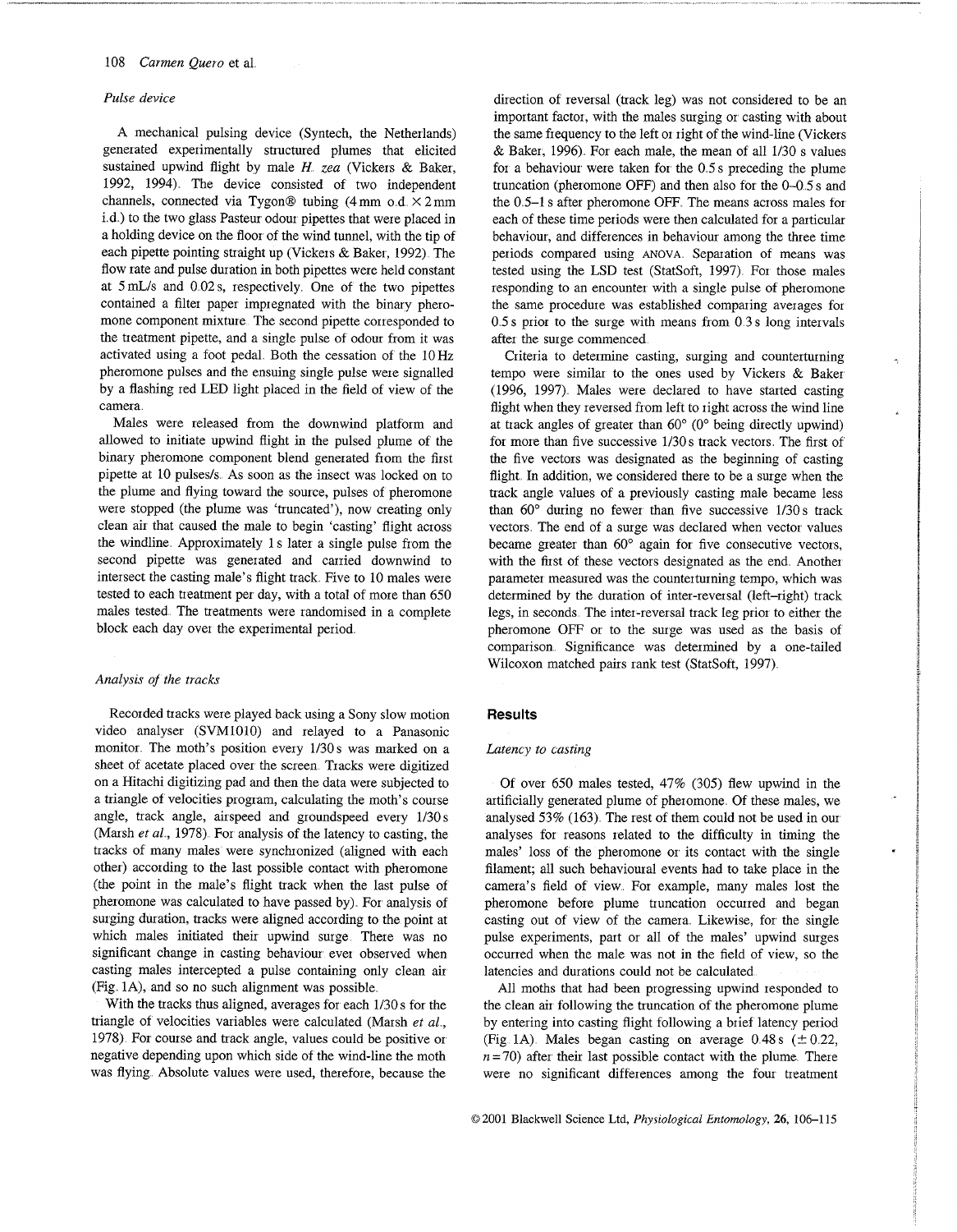*Pulse device*

A mechanical pulsing device (Syntech, the Netherlands) generated experimentally structured plumes that elicited sustained upwind flight by male *H. zea* (Vickers & Baker, 1992, 1994). The device consisted of two independent channels, connected via Tygon® tubing (4 mm o.d. × 2 mm i.d.) to the two glass Pasteur odour pipettes that were placed in a holding device on the floor of the wind tunnel, with the tip of each pipette pointing straight up (Vickers & Baker, 1992). The flow rate and pulse duration in both pipettes were held constant at 5 mL/s and 0.02 s, respectively. One of the two pipettes contained a filter paper impregnated with the binary pheromone component mixture. The second pipette corresponded to the treatment pipette, and a single pulse of odour from it was activated using a foot pedal. Both the cessation of the 10 Hz pheromone pulses and the ensuing single pulse were signalled by a flashing red LED light placed in the field of view of the camera.

Males were released from the downwind platform and allowed to initiate upwind flight in the pulsed plume of the binary pheromone component blend generated from the first pipette at 10 pulses/s. As soon as the insect was locked on to the plume and flying toward the source, pulses of pheromone were stopped (the plume was 'truncated'), now creating only clean air that caused the male to begin 'casting' flight across the windline. Approximately 1 s later a single pulse from the second pipette was generated and carried downwind to intersect the casting male's flight track. Five to 10 males were tested to each treatment per day, with a total of more than 650 males tested. The treatments were randomised in a complete block each day over the experimental period.

*Analysis of the tracks*

Recorded tracks were played back using a Sony slow motion video analyser (SVM1010) and relayed to a Panasonic monitor. The moth's position every 1/30 s was marked on a sheet of acetate placed over the screen. Tracks were digitized on a Hitachi digitizing pad and then the data were subjected to a triangle of velocities program, calculating the moth's course angle, track angle, airspeed and groundspeed every 1/30 s (Marsh *et al.*, 1978). For analysis of the latency to casting, the tracks of many males were synchronized (aligned with each other) according to the last possible contact with pheromone (the point in the male's flight track when the last pulse of pheromone was calculated to have passed by). For analysis of surging duration, tracks were aligned according to the point at which males initiated their upwind surge. There was no significant change in casting behaviour ever observed when casting males intercepted a pulse containing only clean air (Fig. 1A), and so no such alignment was possible.

With the tracks thus aligned, averages for each 1/30 s for the triangle of velocities variables were calculated (Marsh *et al.*, 1978). For course and track angle, values could be positive or negative depending upon which side of the wind-line the moth was flying. Absolute values were used, therefore, because the direction of reversal (track leg) was not considered to be an important factor, with the males surging or casting with about the same frequency to the left or right of the wind-line (Vickers & Baker, 1996). For each male, the mean of all 1/30 s values for a behaviour were taken for the 0.5 s preceding the plume truncation (pheromone OFF) and then also for the 0–0.5 s and the 0.5–1 s after pheromone OFF. The means across males for each of these time periods were then calculated for a particular behaviour, and differences in behaviour among the three time periods compared using ANOVA. Separation of means was tested using the LSD test (StatSoft, 1997). For those males responding to an encounter with a single pulse of pheromone the same procedure was established comparing averages for 0.5 s prior to the surge with means from 0.3 s long intervals after the surge commenced.

Criteria to determine casting, surging and counterturning tempo were similar to the ones used by Vickers & Baker (1996, 1997). Males were declared to have started casting flight when they reversed from left to right across the wind line at track angles of greater than 60° (0° being directly upwind) for more than five successive 1/30 s track vectors. The first of the five vectors was designated as the beginning of casting flight. In addition, we considered there to be a surge when the track angle values of a previously casting male became less than 60° during no fewer than five successive 1/30 s track vectors. The end of a surge was declared when vector values became greater than 60° again for five consecutive vectors, with the first of these vectors designated as the end. Another parameter measured was the counterturning tempo, which was determined by the duration of inter-reversal (left–right) track legs, in seconds. The inter-reversal track leg prior to either the pheromone OFF or to the surge was used as the basis of comparison. Significance was determined by a one-tailed Wilcoxon matched pairs rank test (StatSoft, 1997).

## Results

*Latency to casting*

Of over 650 males tested, 47% (305) flew upwind in the artificially generated plume of pheromone. Of these males, we analysed 53% (163). The rest of them could not be used in our analyses for reasons related to the difficulty in timing the males' loss of the pheromone or its contact with the single filament; all such behavioural events had to take place in the camera's field of view. For example, many males lost the pheromone before plume truncation occurred and began casting out of view of the camera. Likewise, for the single pulse experiments, part or all of the males' upwind surges occurred when the male was not in the field of view, so the latencies and durations could not be calculated.

All moths that had been progressing upwind responded to the clean air following the truncation of the pheromone plume by entering into casting flight following a brief latency period (Fig. 1A). Males began casting on average 0.48 s (± 0.22, $n = 70$) after their last possible contact with the plume. There were no significant differences among the four treatment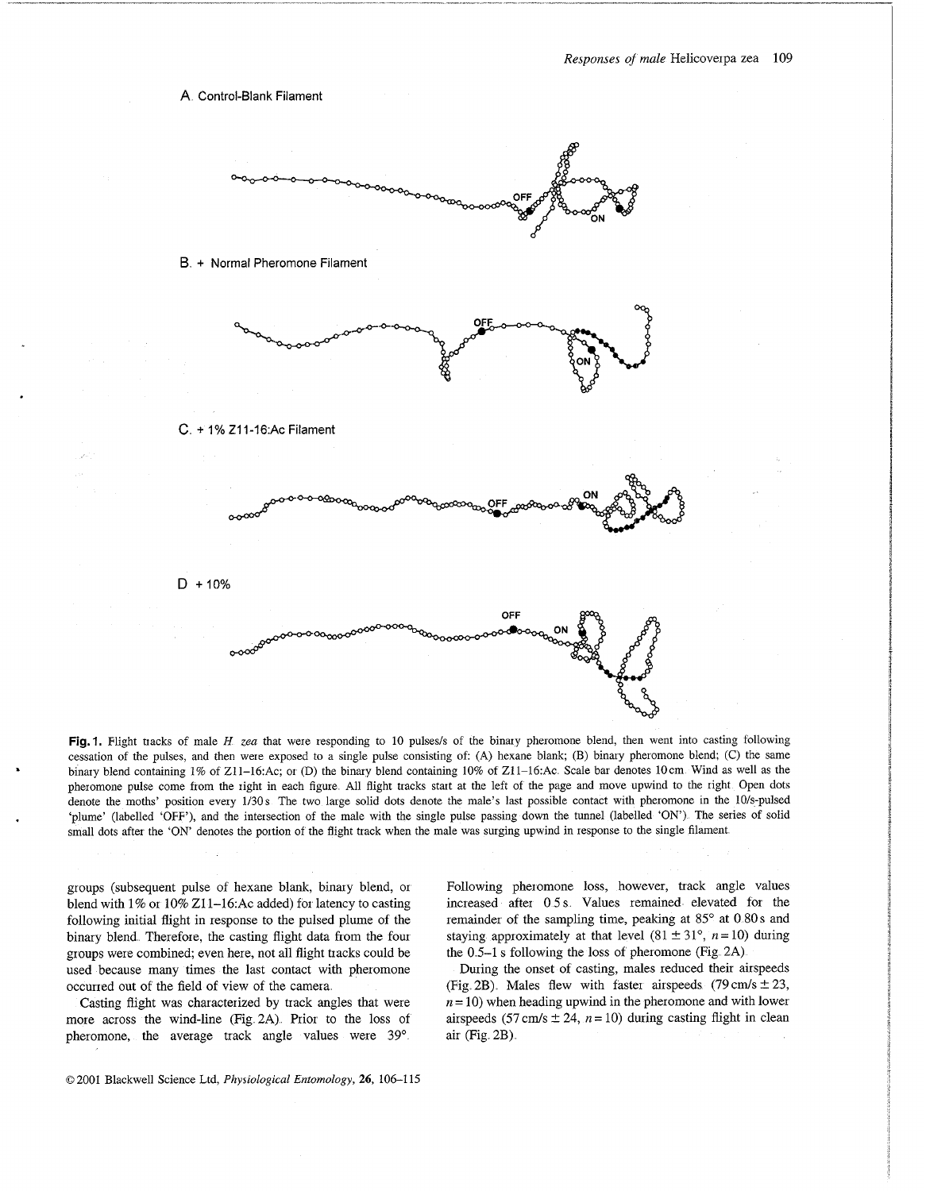A. Control-Blank Filament

B. + Normal Pheromone Filament

C. + 1% Z11-16:Ac Filament

D + 10%

**Fig. 1.** Flight tracks of male *H. zea* that were responding to 10 pulses/s of the binary pheromone blend, then went into casting following cessation of the pulses, and then were exposed to a single pulse consisting of: (A) hexane blank; (B) binary pheromone blend; (C) the same binary blend containing 1% of Z11–16:Ac; or (D) the binary blend containing 10% of Z11–16:Ac. Scale bar denotes 10 cm. Wind as well as the pheromone pulse come from the right in each figure. All flight tracks start at the left of the page and move upwind to the right. Open dots denote the moths' position every 1/30 s. The two large solid dots denote the male's last possible contact with pheromone in the 10/s-pulsed 'plume' (labelled 'OFF'), and the intersection of the male with the single pulse passing down the tunnel (labelled 'ON'). The series of solid small dots after the 'ON' denotes the portion of the flight track when the male was surging upwind in response to the single filament.

groups (subsequent pulse of hexane blank, binary blend, or blend with 1% or 10% Z11–16:Ac added) for latency to casting following initial flight in response to the pulsed plume of the binary blend. Therefore, the casting flight data from the four groups were combined; even here, not all flight tracks could be used because many times the last contact with pheromone occurred out of the field of view of the camera.

Casting flight was characterized by track angles that were more across the wind-line (Fig. 2A). Prior to the loss of pheromone, the average track angle values were 39°. Following pheromone loss, however, track angle values increased after 0.5 s. Values remained elevated for the remainder of the sampling time, peaking at 85° at 0.80 s and staying approximately at that level ($81 \pm 31°$, $n = 10$) during the 0.5–1 s following the loss of pheromone (Fig. 2A).

During the onset of casting, males reduced their airspeeds (Fig. 2B). Males flew with faster airspeeds ($79\ \text{cm/s} \pm 23$, $n = 10$) when heading upwind in the pheromone and with lower airspeeds ($57\ \text{cm/s} \pm 24$, $n = 10$) during casting flight in clean air (Fig. 2B).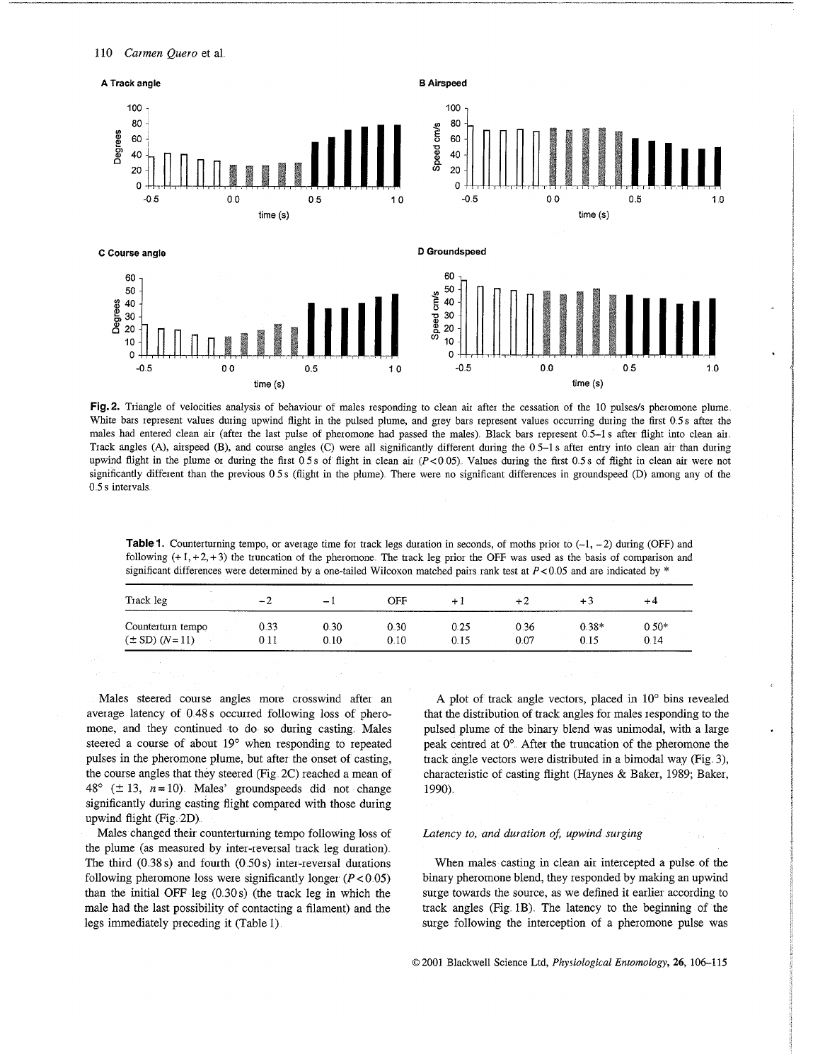**Fig. 2.** Triangle of velocities analysis of behaviour of males responding to clean air after the cessation of the 10 pulses/s pheromone plume. White bars represent values during upwind flight in the pulsed plume, and grey bars represent values occurring during the first 0.5 s after the males had entered clean air (after the last pulse of pheromone had passed the males). Black bars represent 0.5–1 s after flight into clean air. Track angles (A), airspeed (B), and course angles (C) were all significantly different during the 0.5–1 s after entry into clean air than during upwind flight in the plume or during the first 0.5 s of flight in clean air ($P<0.05$). Values during the first 0.5 s of flight in clean air were not significantly different than the previous 0.5 s (flight in the plume). There were no significant differences in groundspeed (D) among any of the 0.5 s intervals.

**Table 1.** Counterturning tempo, or average time for track legs duration in seconds, of moths prior to (−1, −2) during (OFF) and following (+1, +2, +3) the truncation of the pheromone. The track leg prior the OFF was used as the basis of comparison and significant differences were determined by a one-tailed Wilcoxon matched pairs rank test at $P<0.05$ and are indicated by *

| Track leg | −2 | −1 | OFF | +1 | +2 | +3 | +4 |
|---|---|---|---|---|---|---|---|
| Counterturn tempo | 0.33 | 0.30 | 0.30 | 0.25 | 0.36 | 0.38* | 0.50* |
| (± SD) ($N=11$) | 0.11 | 0.10 | 0.10 | 0.15 | 0.07 | 0.15 | 0.14 |

Males steered course angles more crosswind after an average latency of 0.48 s occurred following loss of pheromone, and they continued to do so during casting. Males steered a course of about 19° when responding to repeated pulses in the pheromone plume, but after the onset of casting, the course angles that they steered (Fig. 2C) reached a mean of 48° (± 13, $n=10$). Males' groundspeeds did not change significantly during casting flight compared with those during upwind flight (Fig. 2D).

Males changed their counterturning tempo following loss of the plume (as measured by inter-reversal track leg duration). The third (0.38 s) and fourth (0.50 s) inter-reversal durations following pheromone loss were significantly longer ($P<0.05$) than the initial OFF leg (0.30 s) (the track leg in which the male had the last possibility of contacting a filament) and the legs immediately preceding it (Table 1).

A plot of track angle vectors, placed in 10° bins revealed that the distribution of track angles for males responding to the pulsed plume of the binary blend was unimodal, with a large peak centred at 0°. After the truncation of the pheromone the track angle vectors were distributed in a bimodal way (Fig. 3), characteristic of casting flight (Haynes & Baker, 1989; Baker, 1990).

### *Latency to, and duration of, upwind surging*

When males casting in clean air intercepted a pulse of the binary pheromone blend, they responded by making an upwind surge towards the source, as we defined it earlier according to track angles (Fig. 1B). The latency to the beginning of the surge following the interception of a pheromone pulse was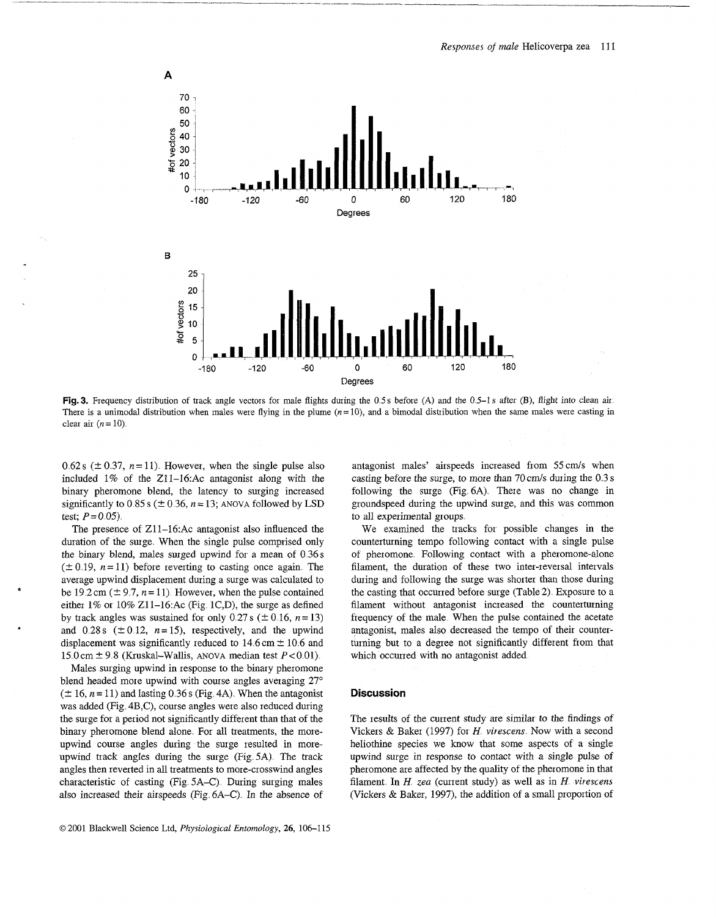**Fig. 3.** Frequency distribution of track angle vectors for male flights during the 0.5 s before (A) and the 0.5–1 s after (B), flight into clean air. There is a unimodal distribution when males were flying in the plume ($n = 10$), and a bimodal distribution when the same males were casting in clear air ($n = 10$).

0.62 s (± 0.37, $n = 11$). However, when the single pulse also included 1% of the Z11–16:Ac antagonist along with the binary pheromone blend, the latency to surging increased significantly to 0.85 s (± 0.36, $n = 13$; ANOVA followed by LSD test; $P = 0.05$).

The presence of Z11–16:Ac antagonist also influenced the duration of the surge. When the single pulse comprised only the binary blend, males surged upwind for a mean of 0.36 s (± 0.19, $n = 11$) before reverting to casting once again. The average upwind displacement during a surge was calculated to be 19.2 cm (± 9.7, $n = 11$). However, when the pulse contained either 1% or 10% Z11–16:Ac (Fig. 1C,D), the surge as defined by track angles was sustained for only 0.27 s (± 0.16, $n = 13$) and 0.28 s (± 0.12, $n = 15$), respectively, and the upwind displacement was significantly reduced to 14.6 cm ± 10.6 and 15.0 cm ± 9.8 (Kruskal–Wallis, ANOVA median test $P < 0.01$).

Males surging upwind in response to the binary pheromone blend headed more upwind with course angles averaging 27° (± 16, $n = 11$) and lasting 0.36 s (Fig. 4A). When the antagonist was added (Fig. 4B,C), course angles were also reduced during the surge for a period not significantly different than that of the binary pheromone blend alone. For all treatments, the more-upwind course angles during the surge resulted in more-upwind track angles during the surge (Fig. 5A). The track angles then reverted in all treatments to more-crosswind angles characteristic of casting (Fig. 5A–C). During surging males also increased their airspeeds (Fig. 6A–C). In the absence of antagonist males' airspeeds increased from 55 cm/s when casting before the surge, to more than 70 cm/s during the 0.3 s following the surge (Fig. 6A). There was no change in groundspeed during the upwind surge, and this was common to all experimental groups.

We examined the tracks for possible changes in the counterturning tempo following contact with a single pulse of pheromone. Following contact with a pheromone-alone filament, the duration of these two inter-reversal intervals during and following the surge was shorter than those during the casting that occurred before surge (Table 2). Exposure to a filament without antagonist increased the counterturning frequency of the male. When the pulse contained the acetate antagonist, males also decreased the tempo of their counterturning but to a degree not significantly different from that which occurred with no antagonist added.

## Discussion

The results of the current study are similar to the findings of Vickers & Baker (1997) for *H. virescens*. Now with a second heliothine species we know that some aspects of a single upwind surge in response to contact with a single pulse of pheromone are affected by the quality of the pheromone in that filament. In *H. zea* (current study) as well as in *H. virescens* (Vickers & Baker, 1997), the addition of a small proportion of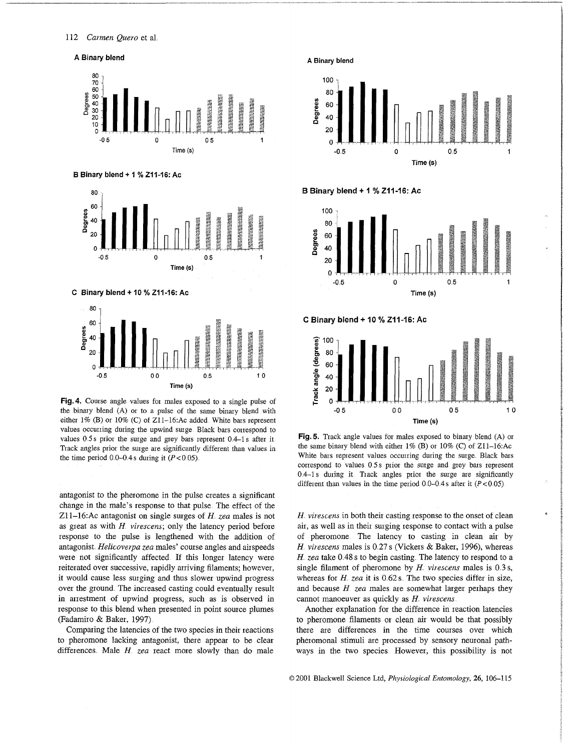**Fig. 4.** Course angle values for males exposed to a single pulse of the binary blend (A) or to a pulse of the same binary blend with either 1% (B) or 10% (C) of Z11–16:Ac added. White bars represent values occurring during the upwind surge. Black bars correspond to values 0.5 s prior the surge and grey bars represent 0.4–1 s after it. Track angles prior the surge are significantly different than values in the time period 0.0–0.4 s during it ($P < 0.05$).

**Fig. 5.** Track angle values for males exposed to binary blend (A) or the same binary blend with either 1% (B) or 10% (C) of Z11–16:Ac. White bars represent values occurring during the surge. Black bars correspond to values 0.5 s prior the surge and grey bars represent 0.4–1 s during it. Track angles prior the surge are significantly different than values in the time period 0.0–0.4 s after it ($P < 0.05$).

antagonist to the pheromone in the pulse creates a significant change in the male's response to that pulse. The effect of the Z11–16:Ac antagonist on single surges of *H. zea* males is not as great as with *H. virescens*; only the latency period before response to the pulse is lengthened with the addition of antagonist. *Helicoverpa zea* males' course angles and airspeeds were not significantly affected. If this longer latency were reiterated over successive, rapidly arriving filaments; however, it would cause less surging and thus slower upwind progress over the ground. The increased casting could eventually result in arrestment of upwind progress, such as is observed in response to this blend when presented in point source plumes (Fadamiro & Baker, 1997).

Comparing the latencies of the two species in their reactions to pheromone lacking antagonist, there appear to be clear differences. Male *H. zea* react more slowly than do male *H. virescens* in both their casting response to the onset of clean air, as well as in their surging response to contact with a pulse of pheromone. The latency to casting in clean air by *H. virescens* males is 0.27 s (Vickers & Baker, 1996), whereas *H. zea* take 0.48 s to begin casting. The latency to respond to a single filament of pheromone by *H. virescens* males is 0.3 s, whereas for *H. zea* it is 0.62 s. The two species differ in size, and because *H. zea* males are somewhat larger perhaps they cannot manoeuver as quickly as *H. virescens*.

Another explanation for the difference in reaction latencies to pheromone filaments or clean air would be that possibly there are differences in the time courses over which pheromonal stimuli are processed by sensory neuronal pathways in the two species. However, this possibility is not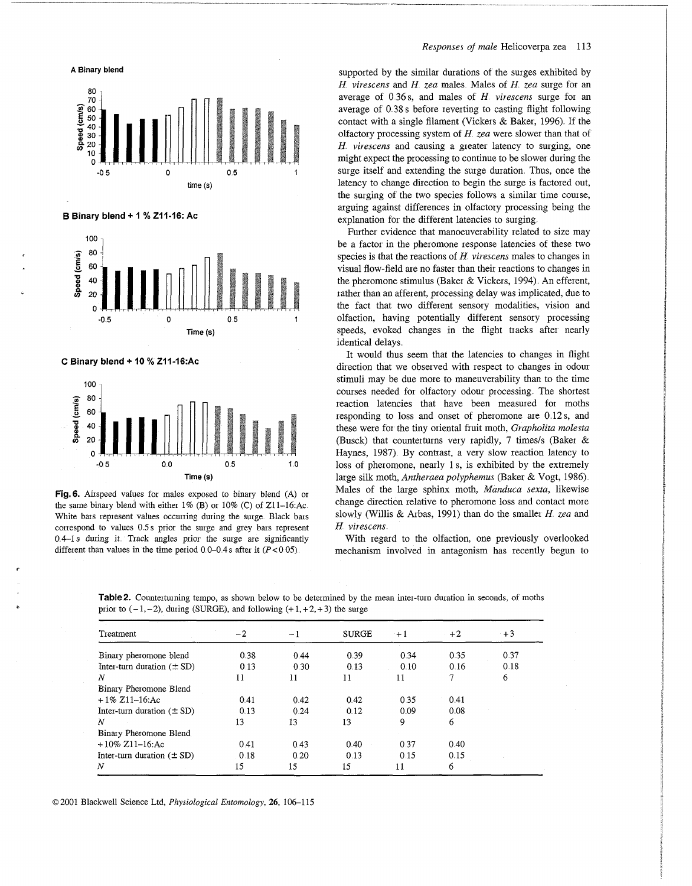**Fig. 6.** Airspeed values for males exposed to binary blend (A) or the same binary blend with either 1% (B) or 10% (C) of Z11–16:Ac. White bars represent values occurring during the surge. Black bars correspond to values 0.5 s prior the surge and grey bars represent 0.4–1 s during it. Track angles prior the surge are significantly different than values in the time period 0.0–0.4 s after it ($P < 0.05$).

supported by the similar durations of the surges exhibited by *H. virescens* and *H. zea* males. Males of *H. zea* surge for an average of 0.36 s, and males of *H. virescens* surge for an average of 0.38 s before reverting to casting flight following contact with a single filament (Vickers & Baker, 1996). If the olfactory processing system of *H. zea* were slower than that of *H. virescens* and causing a greater latency to surging, one might expect the processing to continue to be slower during the surge itself and extending the surge duration. Thus, once the latency to change direction to begin the surge is factored out, the surging of the two species follows a similar time course, arguing against differences in olfactory processing being the explanation for the different latencies to surging.

Further evidence that manoeuverability related to size may be a factor in the pheromone response latencies of these two species is that the reactions of *H. virescens* males to changes in visual flow-field are no faster than their reactions to changes in the pheromone stimulus (Baker & Vickers, 1994). An efferent, rather than an afferent, processing delay was implicated, due to the fact that two different sensory modalities, vision and olfaction, having potentially different sensory processing speeds, evoked changes in the flight tracks after nearly identical delays.

It would thus seem that the latencies to changes in flight direction that we observed with respect to changes in odour stimuli may be due more to maneuverability than to the time courses needed for olfactory odour processing. The shortest reaction latencies that have been measured for moths responding to loss and onset of pheromone are 0.12 s, and these were for the tiny oriental fruit moth, *Grapholita molesta* (Busck) that counterturns very rapidly, 7 times/s (Baker & Haynes, 1987). By contrast, a very slow reaction latency to loss of pheromone, nearly 1 s, is exhibited by the extremely large silk moth, *Antheraea polyphemus* (Baker & Vogt, 1986). Males of the large sphinx moth, *Manduca sexta*, likewise change direction relative to pheromone loss and contact more slowly (Willis & Arbas, 1991) than do the smaller *H. zea* and *H. virescens*.

With regard to the olfaction, one previously overlooked mechanism involved in antagonism has recently begun to

**Table 2.** Counterturning tempo, as shown below to be determined by the mean inter-turn duration in seconds, of moths prior to (−1, −2), during (SURGE), and following (+1, +2, +3) the surge

| Treatment | −2 | −1 | SURGE | +1 | +2 | +3 |
|---|---|---|---|---|---|---|
| Binary pheromone blend | | | | | | |
| Inter-turn duration (± SD) | 0.38<br>0.13 | 0.44<br>0.30 | 0.39<br>0.13 | 0.34<br>0.10 | 0.35<br>0.16 | 0.37<br>0.18 |
| *N* | 11 | 11 | 11 | 11 | 7 | 6 |
| Binary Pheromone Blend + 1% Z11–16:Ac | | | | | | |
| Inter-turn duration (± SD) | 0.41<br>0.13 | 0.42<br>0.24 | 0.42<br>0.12 | 0.35<br>0.09 | 0.41<br>0.08 | |
| *N* | 13 | 13 | 13 | 9 | 6 | |
| Binary Pheromone Blend + 10% Z11–16:Ac | | | | | | |
| Inter-turn duration (± SD) | 0.41<br>0.18 | 0.43<br>0.20 | 0.40<br>0.13 | 0.37<br>0.15 | 0.40<br>0.15 | |
| *N* | 15 | 15 | 15 | 11 | 6 | |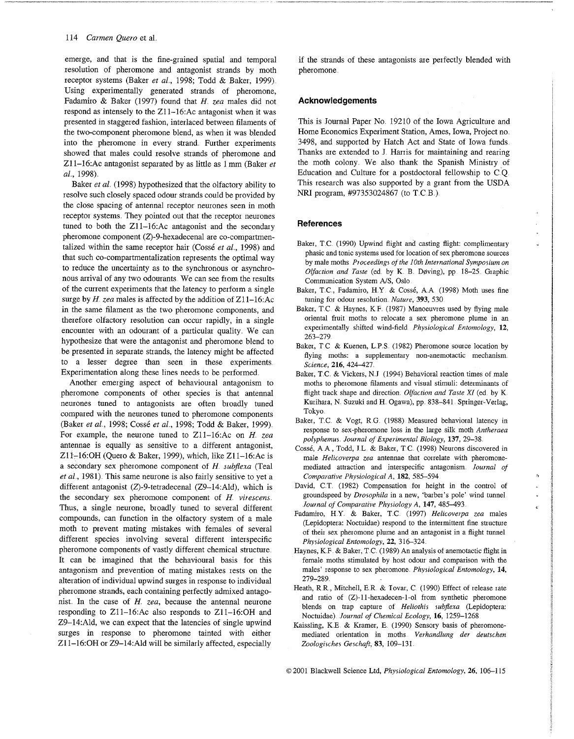emerge, and that is the fine-grained spatial and temporal resolution of pheromone and antagonist strands by moth receptor systems (Baker *et al.*, 1998; Todd & Baker, 1999). Using experimentally generated strands of pheromone, Fadamiro & Baker (1997) found that *H. zea* males did not respond as intensely to the Z11–16:Ac antagonist when it was presented in staggered fashion, interlaced between filaments of the two-component pheromone blend, as when it was blended into the pheromone in every strand. Further experiments showed that males could resolve strands of pheromone and Z11–16:Ac antagonist separated by as little as 1 mm (Baker *et al.*, 1998).

Baker *et al.* (1998) hypothesized that the olfactory ability to resolve such closely spaced odour strands could be provided by the close spacing of antennal receptor neurones seen in moth receptor systems. They pointed out that the receptor neurones tuned to both the Z11–16:Ac antagonist and the secondary pheromone component (*Z*)-9-hexadecenal are co-compartmentalized within the same receptor hair (Cossé *et al.*, 1998) and that such co-compartmentalization represents the optimal way to reduce the uncertainty as to the synchronous or asynchronous arrival of any two odourants. We can see from the results of the current experiments that the latency to perform a single surge by *H. zea* males is affected by the addition of Z11–16:Ac in the same filament as the two pheromone components, and therefore olfactory resolution can occur rapidly, in a single encounter with an odourant of a particular quality. We can hypothesize that were the antagonist and pheromone blend to be presented in separate strands, the latency might be affected to a lesser degree than seen in these experiments. Experimentation along these lines needs to be performed.

Another emerging aspect of behavioural antagonism to pheromone components of other species is that antennal neurones tuned to antagonists are often broadly tuned compared with the neurones tuned to pheromone components (Baker *et al.*, 1998; Cossé *et al.*, 1998; Todd & Baker, 1999). For example, the neurone tuned to Z11–16:Ac on *H. zea* antennae is equally as sensitive to a different antagonist, Z11–16:OH (Quero & Baker, 1999), which, like Z11–16:Ac is a secondary sex pheromone component of *H. subflexa* (Teal *et al.*, 1981). This same neurone is also fairly sensitive to yet a different antagonist (*Z*)-9-tetradecenal (Z9–14:Ald), which is the secondary sex pheromone component of *H. virescens*. Thus, a single neurone, broadly tuned to several different compounds, can function in the olfactory system of a male moth to prevent mating mistakes with females of several different species involving several different interspecific pheromone components of vastly different chemical structure. It can be imagined that the behavioural basis for this antagonism and prevention of mating mistakes rests on the alteration of individual upwind surges in response to individual pheromone strands, each containing perfectly admixed antagonist. In the case of *H. zea*, because the antennal neurone responding to Z11–16:Ac also responds to Z11–16:OH and Z9–14:Ald, we can expect that the latencies of single upwind surges in response to pheromone tainted with either Z11–16:OH or Z9–14:Ald will be similarly affected, especially if the strands of these antagonists are perfectly blended with pheromone.

## Acknowledgements

This is Journal Paper No. 19210 of the Iowa Agriculture and Home Economics Experiment Station, Ames, Iowa, Project no. 3498, and supported by Hatch Act and State of Iowa funds. Thanks are extended to J. Harris for maintaining and rearing the moth colony. We also thank the Spanish Ministry of Education and Culture for a postdoctoral fellowship to C.Q. This research was also supported by a grant from the USDA NRI program, #97353024867 (to T.C.B.).

## References

Baker, T.C. (1990) Upwind flight and casting flight: complimentary phasic and tonic systems used for location of sex pheromone sources by male moths. *Proceedings of the 10th International Symposium on Olfaction and Taste* (ed. by K. B. Døving), pp. 18–25. Graphic Communication System A/S, Oslo.

Baker, T.C., Fadamiro, H.Y. & Cossé, A.A. (1998) Moth uses fine tuning for odour resolution. *Nature*, **393**, 530.

Baker, T.C. & Haynes, K.F. (1987) Manoeuvres used by flying male oriental fruit moths to relocate a sex pheromone plume in an experimentally shifted wind-field. *Physiological Entomology*, **12**, 263–279.

Baker, T.C. & Kuenen, L.P.S. (1982) Pheromone source location by flying moths: a supplementary non-anemotactic mechanism. *Science*, **216**, 424–427.

Baker, T.C. & Vickers, N.J. (1994) Behavioral reaction times of male moths to pheromone filaments and visual stimuli: determinants of flight track shape and direction. *Olfaction and Taste XI* (ed. by K. Kurihara, N. Suzuki and H. Ogawa), pp. 838–841. Springer-Verlag, Tokyo.

Baker, T.C. & Vogt, R.G. (1988) Measured behavioral latency in response to sex-pheromone loss in the large silk moth *Antheraea polyphemus*. *Journal of Experimental Biology*, **137**, 29–38.

Cossé, A.A., Todd, J.L. & Baker, T.C. (1998) Neurons discovered in male *Helicoverpa zea* antennae that correlate with pheromone-mediated attraction and interspecific antagonism. *Journal of Comparative Physiological A*, **182**, 585–594.

David, C.T. (1982) Compensation for height in the control of groundspeed by *Drosophila* in a new, 'barber's pole' wind tunnel. *Journal of Comparative Physiology A*, **147**, 485–493.

Fadamiro, H.Y. & Baker, T.C. (1997) *Helicoverpa zea* males (Lepidoptera: Noctuidae) respond to the intermittent fine structure of their sex pheromone plume and an antagonist in a flight tunnel. *Physiological Entomology*, **22**, 316–324.

Haynes, K.F. & Baker, T.C. (1989) An analysis of anemotactic flight in female moths stimulated by host odour and comparison with the males' response to sex pheromone. *Physiological Entomology*, **14**, 279–289.

Heath, R.R., Mitchell, E.R. & Tovar, C. (1990) Effect of release rate and ratio of (*Z*)-11-hexadecen-1-ol from synthetic pheromone blends on trap capture of *Heliothis subflexa* (Lepidoptera: Noctuidae). *Journal of Chemical Ecology*, **16**, 1259–1268.

Kaissling, K.E. & Kramer, E. (1990) Sensory basis of pheromone-mediated orientation in moths. *Verhandlung der deutschen Zoologisches Geschaft*, **83**, 109–131.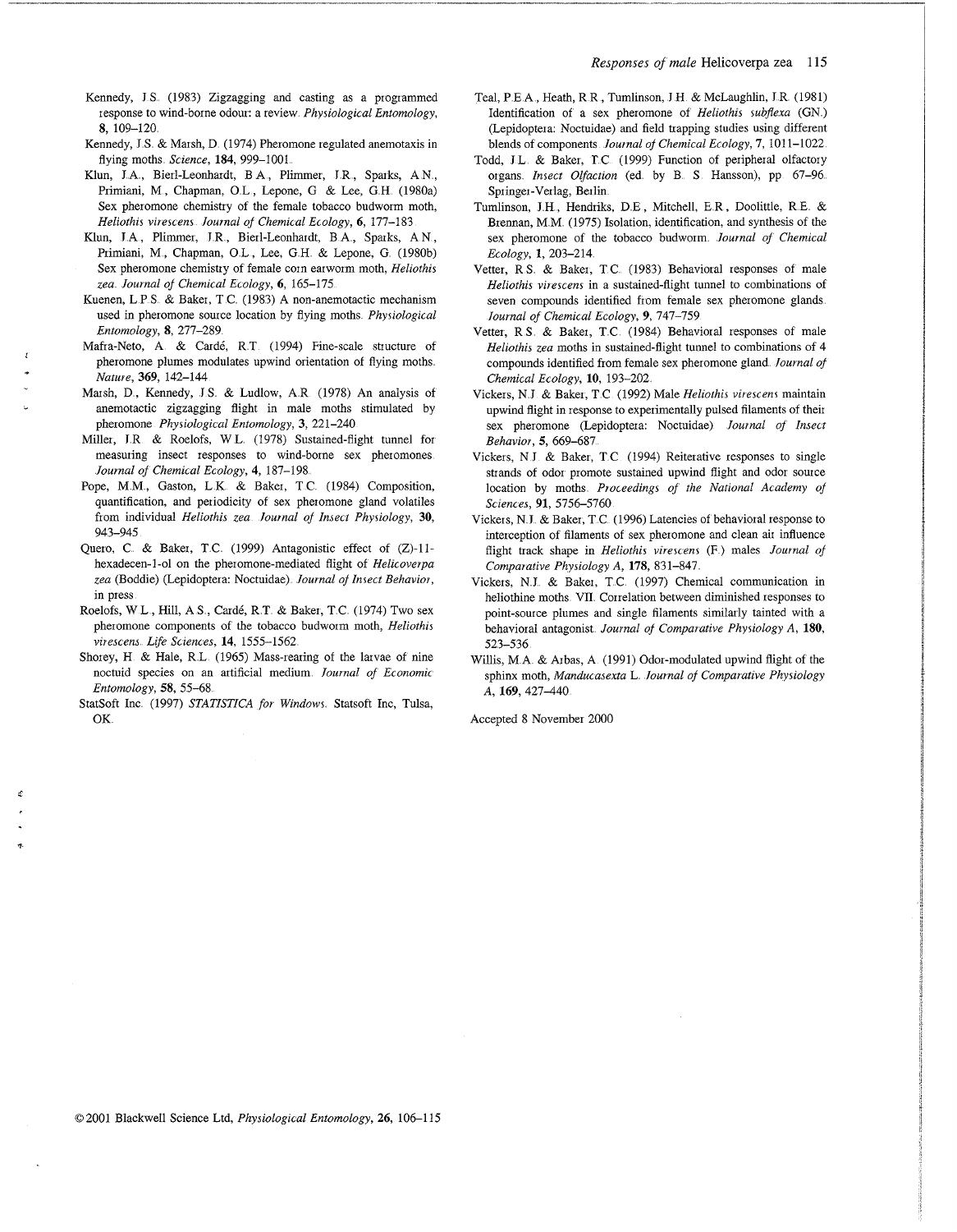Kennedy, J.S. (1983) Zigzagging and casting as a programmed response to wind-borne odour: a review. *Physiological Entomology*, **8**, 109–120.

Kennedy, J.S. & Marsh, D. (1974) Pheromone regulated anemotaxis in flying moths. *Science*, **184**, 999–1001.

Klun, J.A., Bierl-Leonhardt, B.A., Plimmer, J.R., Sparks, A.N., Primiani, M., Chapman, O.L., Lepone, G. & Lee, G.H. (1980a) Sex pheromone chemistry of the female tobacco budworm moth, *Heliothis virescens*. *Journal of Chemical Ecology*, **6**, 177–183.

Klun, J.A., Plimmer, J.R., Bierl-Leonhardt, B.A., Sparks, A.N., Primiani, M., Chapman, O.L., Lee, G.H. & Lepone, G. (1980b) Sex pheromone chemistry of female corn earworm moth, *Heliothis zea*. *Journal of Chemical Ecology*, **6**, 165–175.

Kuenen, L.P.S. & Baker, T.C. (1983) A non-anemotactic mechanism used in pheromone source location by flying moths. *Physiological Entomology*, **8**, 277–289.

Mafra-Neto, A. & Cardé, R.T. (1994) Fine-scale structure of pheromone plumes modulates upwind orientation of flying moths. *Nature*, **369**, 142–144.

Marsh, D., Kennedy, J.S. & Ludlow, A.R. (1978) An analysis of anemotactic zigzagging flight in male moths stimulated by pheromone. *Physiological Entomology*, **3**, 221–240.

Miller, J.R. & Roelofs, W.L. (1978) Sustained-flight tunnel for measuring insect responses to wind-borne sex pheromones. *Journal of Chemical Ecology*, **4**, 187–198.

Pope, M.M., Gaston, L.K. & Baker, T.C. (1984) Composition, quantification, and periodicity of sex pheromone gland volatiles from individual *Heliothis zea*. *Journal of Insect Physiology*, **30**, 943–945.

Quero, C. & Baker, T.C. (1999) Antagonistic effect of (Z)-11-hexadecen-1-ol on the pheromone-mediated flight of *Helicoverpa zea* (Boddie) (Lepidoptera: Noctuidae). *Journal of Insect Behavior*, in press.

Roelofs, W.L., Hill, A.S., Cardé, R.T. & Baker, T.C. (1974) Two sex pheromone components of the tobacco budworm moth, *Heliothis virescens*. *Life Sciences*, **14**, 1555–1562.

Shorey, H. & Hale, R.L. (1965) Mass-rearing of the larvae of nine noctuid species on an artificial medium. *Journal of Economic Entomology*, **58**, 55–68.

StatSoft Inc. (1997) *STATISTICA for Windows*. Statsoft Inc, Tulsa, OK.

Teal, P.E.A., Heath, R.R., Tumlinson, J.H. & McLaughlin, J.R. (1981) Identification of a sex pheromone of *Heliothis subflexa* (GN.) (Lepidoptera: Noctuidae) and field trapping studies using different blends of components. *Journal of Chemical Ecology*, **7**, 1011–1022.

Todd, J.L. & Baker, T.C. (1999) Function of peripheral olfactory organs. *Insect Olfaction* (ed. by B. S. Hansson), pp. 67–96. Springer-Verlag, Berlin.

Tumlinson, J.H., Hendriks, D.E., Mitchell, E.R., Doolittle, R.E. & Brennan, M.M. (1975) Isolation, identification, and synthesis of the sex pheromone of the tobacco budworm. *Journal of Chemical Ecology*, **1**, 203–214.

Vetter, R.S. & Baker, T.C. (1983) Behavioral responses of male *Heliothis virescens* in a sustained-flight tunnel to combinations of seven compounds identified from female sex pheromone glands. *Journal of Chemical Ecology*, **9**, 747–759.

Vetter, R.S. & Baker, T.C. (1984) Behavioral responses of male *Heliothis zea* moths in sustained-flight tunnel to combinations of 4 compounds identified from female sex pheromone gland. *Journal of Chemical Ecology*, **10**, 193–202.

Vickers, N.J. & Baker, T.C. (1992) Male *Heliothis virescens* maintain upwind flight in response to experimentally pulsed filaments of their sex pheromone (Lepidoptera: Noctuidae). *Journal of Insect Behavior*, **5**, 669–687.

Vickers, N.J. & Baker, T.C. (1994) Reiterative responses to single strands of odor promote sustained upwind flight and odor source location by moths. *Proceedings of the National Academy of Sciences*, **91**, 5756–5760.

Vickers, N.J. & Baker, T.C. (1996) Latencies of behavioral response to interception of filaments of sex pheromone and clean air influence flight track shape in *Heliothis virescens* (F.) males. *Journal of Comparative Physiology A*, **178**, 831–847.

Vickers, N.J. & Baker, T.C. (1997) Chemical communication in heliothine moths. VII. Correlation between diminished responses to point-source plumes and single filaments similarly tainted with a behavioral antagonist. *Journal of Comparative Physiology A*, **180**, 523–536.

Willis, M.A. & Arbas, A. (1991) Odor-modulated upwind flight of the sphinx moth, *Manducasexta* L. *Journal of Comparative Physiology A*, **169**, 427–440.

Accepted 8 November 2000